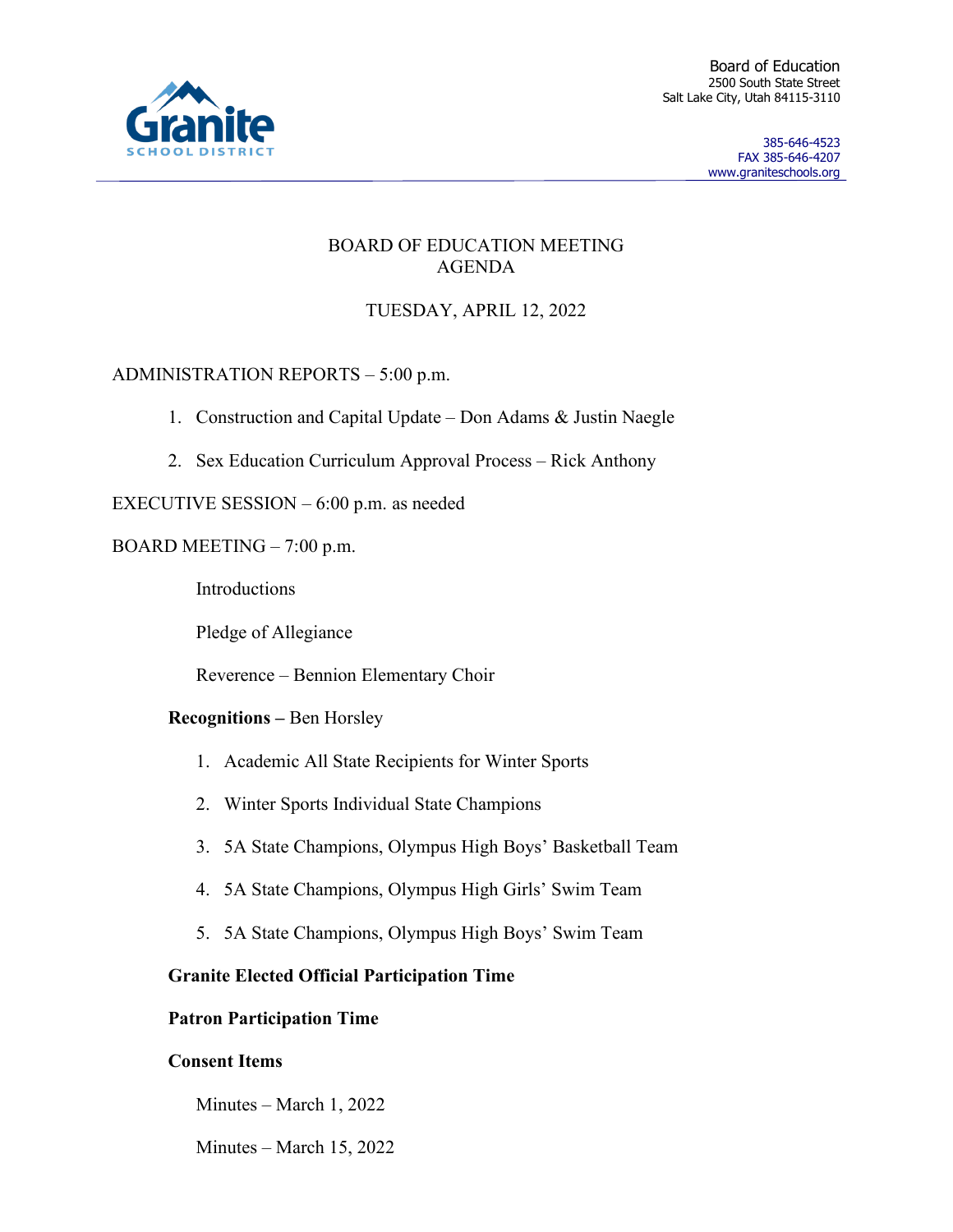Granite SCHOOL DISTRICT

Board of Education
2500 South State Street
Salt Lake City, Utah 84115-3110

385-646-4523
FAX 385-646-4207
www.graniteschools.org

# BOARD OF EDUCATION MEETING AGENDA

## TUESDAY, APRIL 12, 2022

ADMINISTRATION REPORTS – 5:00 p.m.

1. Construction and Capital Update – Don Adams & Justin Naegle
2. Sex Education Curriculum Approval Process – Rick Anthony

EXECUTIVE SESSION – 6:00 p.m. as needed

BOARD MEETING – 7:00 p.m.

Introductions

Pledge of Allegiance

Reverence – Bennion Elementary Choir

**Recognitions –** Ben Horsley

1. Academic All State Recipients for Winter Sports
2. Winter Sports Individual State Champions
3. 5A State Champions, Olympus High Boys' Basketball Team
4. 5A State Champions, Olympus High Girls' Swim Team
5. 5A State Champions, Olympus High Boys' Swim Team

**Granite Elected Official Participation Time**

**Patron Participation Time**

**Consent Items**

Minutes – March 1, 2022

Minutes – March 15, 2022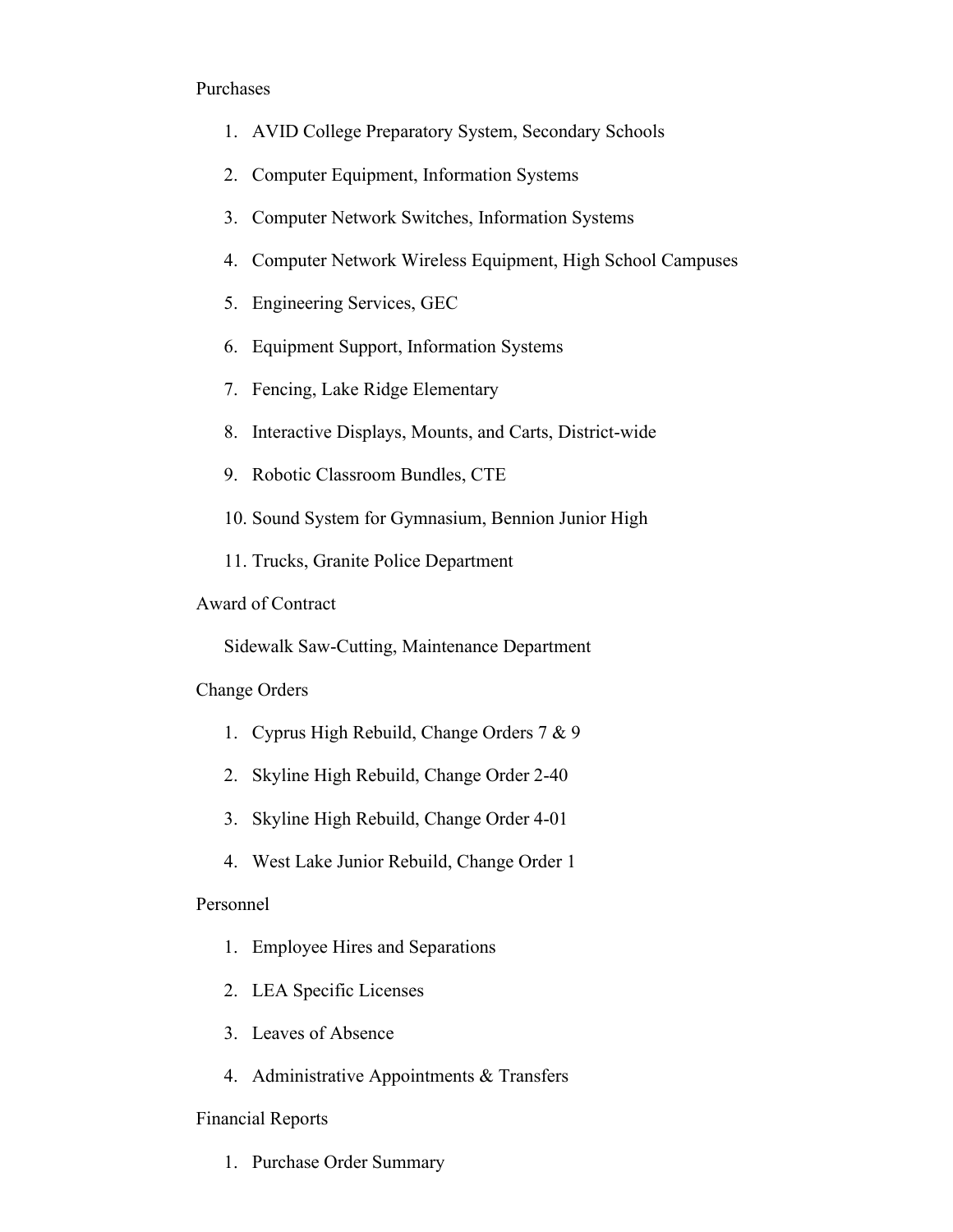Purchases

1. AVID College Preparatory System, Secondary Schools
2. Computer Equipment, Information Systems
3. Computer Network Switches, Information Systems
4. Computer Network Wireless Equipment, High School Campuses
5. Engineering Services, GEC
6. Equipment Support, Information Systems
7. Fencing, Lake Ridge Elementary
8. Interactive Displays, Mounts, and Carts, District-wide
9. Robotic Classroom Bundles, CTE
10. Sound System for Gymnasium, Bennion Junior High
11. Trucks, Granite Police Department

Award of Contract

Sidewalk Saw-Cutting, Maintenance Department

Change Orders

1. Cyprus High Rebuild, Change Orders 7 & 9
2. Skyline High Rebuild, Change Order 2-40
3. Skyline High Rebuild, Change Order 4-01
4. West Lake Junior Rebuild, Change Order 1

Personnel

1. Employee Hires and Separations
2. LEA Specific Licenses
3. Leaves of Absence
4. Administrative Appointments & Transfers

Financial Reports

1. Purchase Order Summary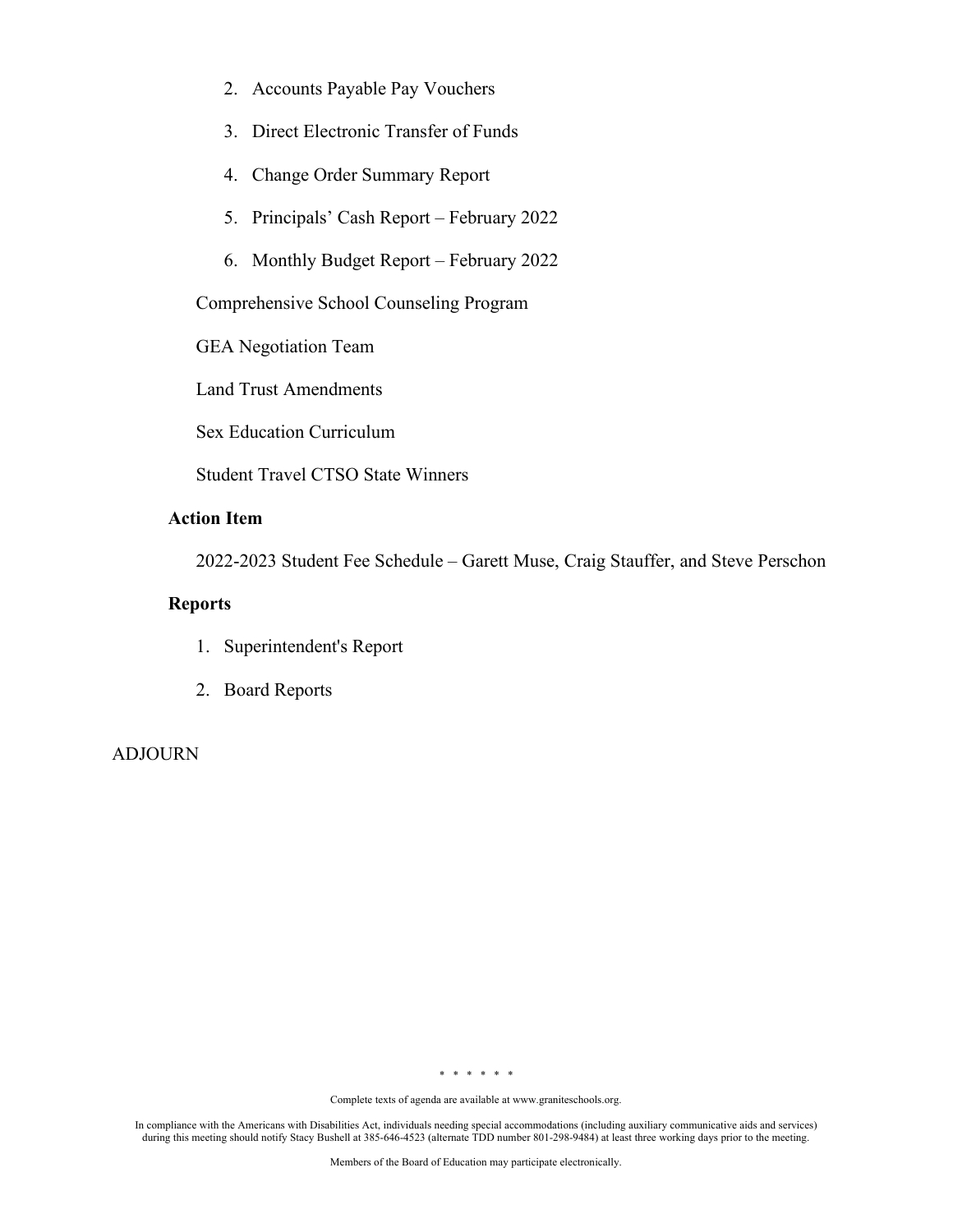2. Accounts Payable Pay Vouchers
3. Direct Electronic Transfer of Funds
4. Change Order Summary Report
5. Principals' Cash Report – February 2022
6. Monthly Budget Report – February 2022

Comprehensive School Counseling Program

GEA Negotiation Team

Land Trust Amendments

Sex Education Curriculum

Student Travel CTSO State Winners

**Action Item**

2022-2023 Student Fee Schedule – Garett Muse, Craig Stauffer, and Steve Perschon

**Reports**

1. Superintendent's Report
2. Board Reports

ADJOURN

\* \* \* \* \* \*

Complete texts of agenda are available at www.graniteschools.org.

In compliance with the Americans with Disabilities Act, individuals needing special accommodations (including auxiliary communicative aids and services) during this meeting should notify Stacy Bushell at 385-646-4523 (alternate TDD number 801-298-9484) at least three working days prior to the meeting.

Members of the Board of Education may participate electronically.